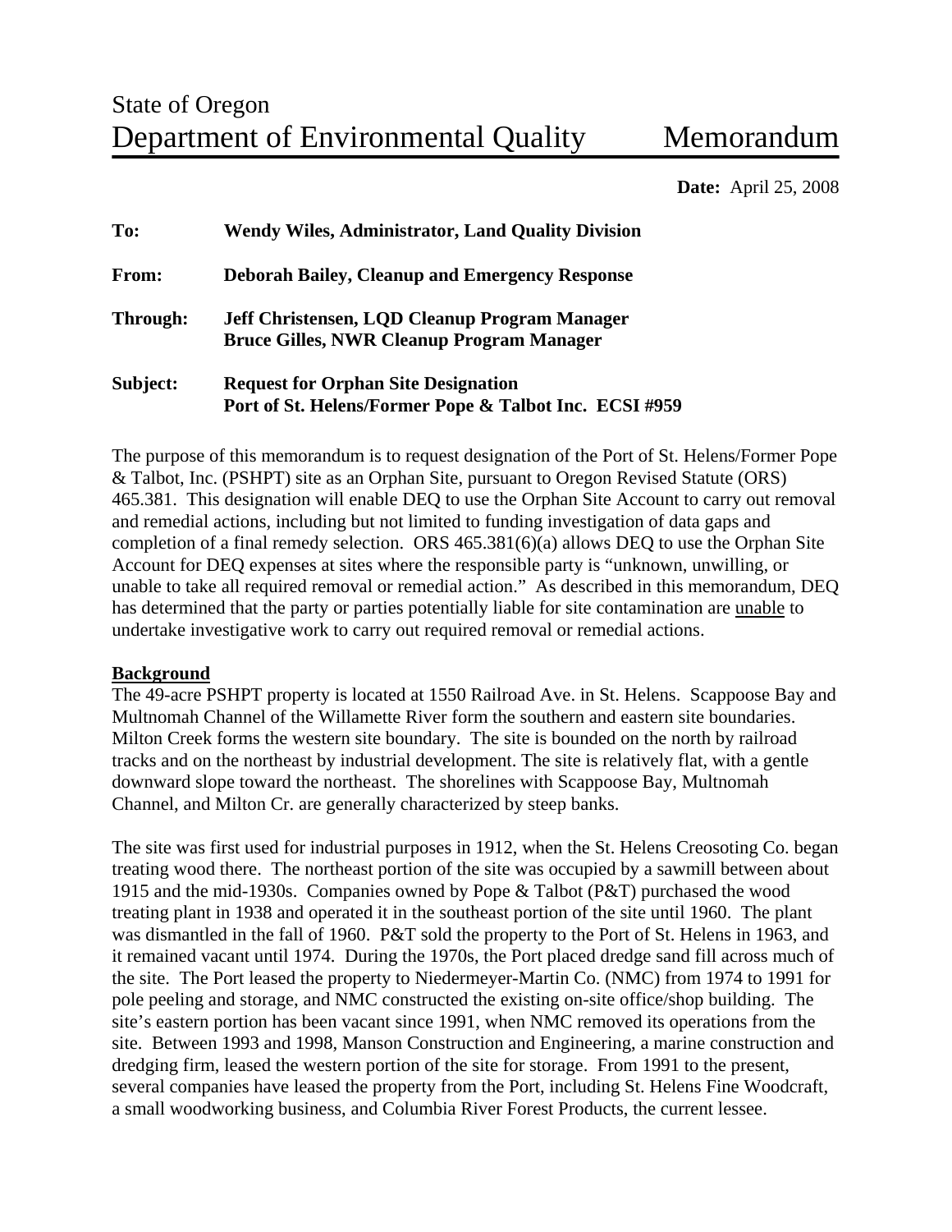State of Oregon

# Department of Environmental Quality — Memorandum

**Date:** April 25, 2008

**To:** **Wendy Wiles, Administrator, Land Quality Division**

**From:** **Deborah Bailey, Cleanup and Emergency Response**

**Through:** **Jeff Christensen, LQD Cleanup Program Manager**
**Bruce Gilles, NWR Cleanup Program Manager**

**Subject:** **Request for Orphan Site Designation**
**Port of St. Helens/Former Pope & Talbot Inc. ECSI #959**

The purpose of this memorandum is to request designation of the Port of St. Helens/Former Pope & Talbot, Inc. (PSHPT) site as an Orphan Site, pursuant to Oregon Revised Statute (ORS) 465.381. This designation will enable DEQ to use the Orphan Site Account to carry out removal and remedial actions, including but not limited to funding investigation of data gaps and completion of a final remedy selection. ORS 465.381(6)(a) allows DEQ to use the Orphan Site Account for DEQ expenses at sites where the responsible party is "unknown, unwilling, or unable to take all required removal or remedial action." As described in this memorandum, DEQ has determined that the party or parties potentially liable for site contamination are <u>unable</u> to undertake investigative work to carry out required removal or remedial actions.

## Background

The 49-acre PSHPT property is located at 1550 Railroad Ave. in St. Helens. Scappoose Bay and Multnomah Channel of the Willamette River form the southern and eastern site boundaries. Milton Creek forms the western site boundary. The site is bounded on the north by railroad tracks and on the northeast by industrial development. The site is relatively flat, with a gentle downward slope toward the northeast. The shorelines with Scappoose Bay, Multnomah Channel, and Milton Cr. are generally characterized by steep banks.

The site was first used for industrial purposes in 1912, when the St. Helens Creosoting Co. began treating wood there. The northeast portion of the site was occupied by a sawmill between about 1915 and the mid-1930s. Companies owned by Pope & Talbot (P&T) purchased the wood treating plant in 1938 and operated it in the southeast portion of the site until 1960. The plant was dismantled in the fall of 1960. P&T sold the property to the Port of St. Helens in 1963, and it remained vacant until 1974. During the 1970s, the Port placed dredge sand fill across much of the site. The Port leased the property to Niedermeyer-Martin Co. (NMC) from 1974 to 1991 for pole peeling and storage, and NMC constructed the existing on-site office/shop building. The site's eastern portion has been vacant since 1991, when NMC removed its operations from the site. Between 1993 and 1998, Manson Construction and Engineering, a marine construction and dredging firm, leased the western portion of the site for storage. From 1991 to the present, several companies have leased the property from the Port, including St. Helens Fine Woodcraft, a small woodworking business, and Columbia River Forest Products, the current lessee.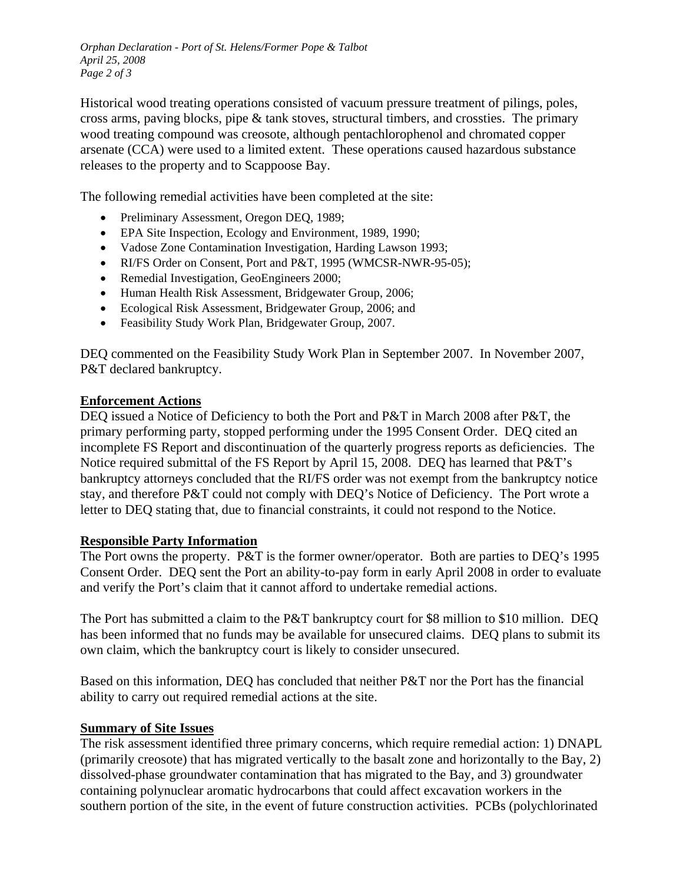Historical wood treating operations consisted of vacuum pressure treatment of pilings, poles, cross arms, paving blocks, pipe & tank stoves, structural timbers, and crossties. The primary wood treating compound was creosote, although pentachlorophenol and chromated copper arsenate (CCA) were used to a limited extent. These operations caused hazardous substance releases to the property and to Scappoose Bay.

The following remedial activities have been completed at the site:

- Preliminary Assessment, Oregon DEQ, 1989;
- EPA Site Inspection, Ecology and Environment, 1989, 1990;
- Vadose Zone Contamination Investigation, Harding Lawson 1993;
- RI/FS Order on Consent, Port and P&T, 1995 (WMCSR-NWR-95-05);
- Remedial Investigation, GeoEngineers 2000;
- Human Health Risk Assessment, Bridgewater Group, 2006;
- Ecological Risk Assessment, Bridgewater Group, 2006; and
- Feasibility Study Work Plan, Bridgewater Group, 2007.

DEQ commented on the Feasibility Study Work Plan in September 2007. In November 2007, P&T declared bankruptcy.

## Enforcement Actions

DEQ issued a Notice of Deficiency to both the Port and P&T in March 2008 after P&T, the primary performing party, stopped performing under the 1995 Consent Order. DEQ cited an incomplete FS Report and discontinuation of the quarterly progress reports as deficiencies. The Notice required submittal of the FS Report by April 15, 2008. DEQ has learned that P&T's bankruptcy attorneys concluded that the RI/FS order was not exempt from the bankruptcy notice stay, and therefore P&T could not comply with DEQ's Notice of Deficiency. The Port wrote a letter to DEQ stating that, due to financial constraints, it could not respond to the Notice.

## Responsible Party Information

The Port owns the property. P&T is the former owner/operator. Both are parties to DEQ's 1995 Consent Order. DEQ sent the Port an ability-to-pay form in early April 2008 in order to evaluate and verify the Port's claim that it cannot afford to undertake remedial actions.

The Port has submitted a claim to the P&T bankruptcy court for \$8 million to \$10 million. DEQ has been informed that no funds may be available for unsecured claims. DEQ plans to submit its own claim, which the bankruptcy court is likely to consider unsecured.

Based on this information, DEQ has concluded that neither P&T nor the Port has the financial ability to carry out required remedial actions at the site.

## Summary of Site Issues

The risk assessment identified three primary concerns, which require remedial action: 1) DNAPL (primarily creosote) that has migrated vertically to the basalt zone and horizontally to the Bay, 2) dissolved-phase groundwater contamination that has migrated to the Bay, and 3) groundwater containing polynuclear aromatic hydrocarbons that could affect excavation workers in the southern portion of the site, in the event of future construction activities. PCBs (polychlorinated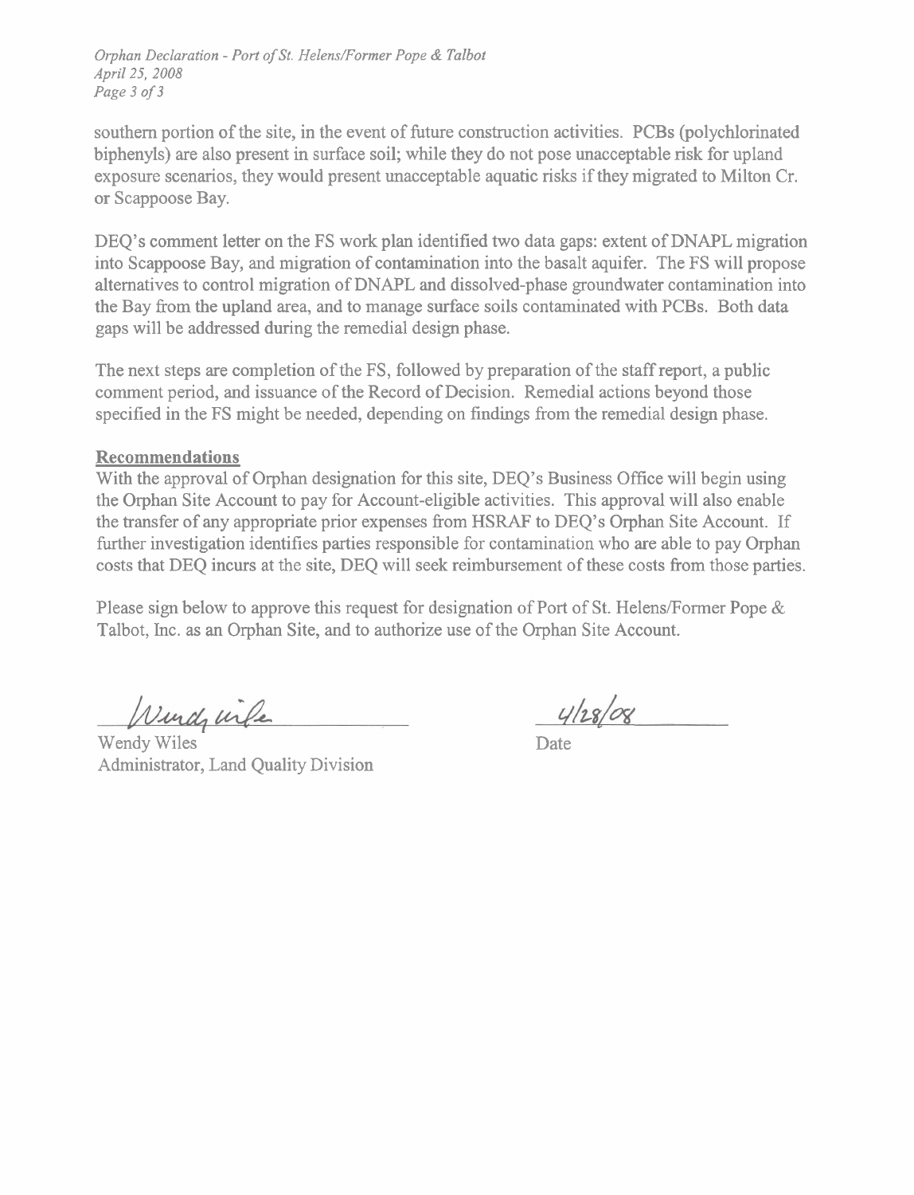southern portion of the site, in the event of future construction activities. PCBs (polychlorinated biphenyls) are also present in surface soil; while they do not pose unacceptable risk for upland exposure scenarios, they would present unacceptable aquatic risks if they migrated to Milton Cr. or Scappoose Bay.

DEQ's comment letter on the FS work plan identified two data gaps: extent of DNAPL migration into Scappoose Bay, and migration of contamination into the basalt aquifer. The FS will propose alternatives to control migration of DNAPL and dissolved-phase groundwater contamination into the Bay from the upland area, and to manage surface soils contaminated with PCBs. Both data gaps will be addressed during the remedial design phase.

The next steps are completion of the FS, followed by preparation of the staff report, a public comment period, and issuance of the Record of Decision. Remedial actions beyond those specified in the FS might be needed, depending on findings from the remedial design phase.

**Recommendations**

With the approval of Orphan designation for this site, DEQ's Business Office will begin using the Orphan Site Account to pay for Account-eligible activities. This approval will also enable the transfer of any appropriate prior expenses from HSRAF to DEQ's Orphan Site Account. If further investigation identifies parties responsible for contamination who are able to pay Orphan costs that DEQ incurs at the site, DEQ will seek reimbursement of these costs from those parties.

Please sign below to approve this request for designation of Port of St. Helens/Former Pope & Talbot, Inc. as an Orphan Site, and to authorize use of the Orphan Site Account.

Wendy Wiles
Administrator, Land Quality Division

4/28/08
Date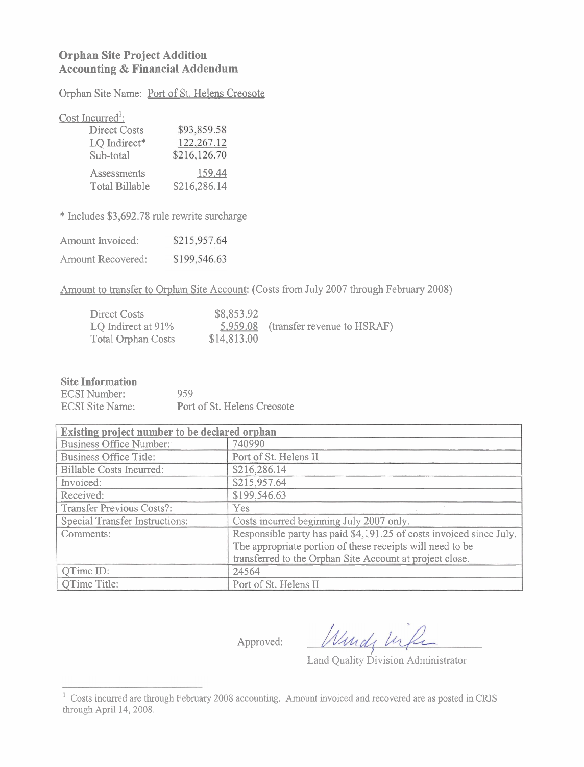**Orphan Site Project Addition**
**Accounting & Financial Addendum**

Orphan Site Name: Port of St. Helens Creosote

Cost Incurred[1]:

| | |
|---|---|
| Direct Costs | $93,859.58 |
| LQ Indirect* | 122,267.12 |
| Sub-total | $216,126.70 |
| Assessments | 159.44 |
| Total Billable | $216,286.14 |

* Includes $3,692.78 rule rewrite surcharge

| | |
|---|---|
| Amount Invoiced: | $215,957.64 |
| Amount Recovered: | $199,546.63 |

Amount to transfer to Orphan Site Account: (Costs from July 2007 through February 2008)

| | | |
|---|---|---|
| Direct Costs | $8,853.92 | |
| LQ Indirect at 91% | 5,959.08 | (transfer revenue to HSRAF) |
| Total Orphan Costs | $14,813.00 | |

**Site Information**

| | |
|---|---|
| ECSI Number: | 959 |
| ECSI Site Name: | Port of St. Helens Creosote |

| **Existing project number to be declared orphan** | |
|---|---|
| Business Office Number: | 740990 |
| Business Office Title: | Port of St. Helens II |
| Billable Costs Incurred: | $216,286.14 |
| Invoiced: | $215,957.64 |
| Received: | $199,546.63 |
| Transfer Previous Costs?: | Yes |
| Special Transfer Instructions: | Costs incurred beginning July 2007 only. |
| Comments: | Responsible party has paid $4,191.25 of costs invoiced since July. The appropriate portion of these receipts will need to be transferred to the Orphan Site Account at project close. |
| QTime ID: | 24564 |
| QTime Title: | Port of St. Helens II |

Approved: Wendy Wiles

Land Quality Division Administrator

[1] Costs incurred are through February 2008 accounting. Amount invoiced and recovered are as posted in CRIS through April 14, 2008.